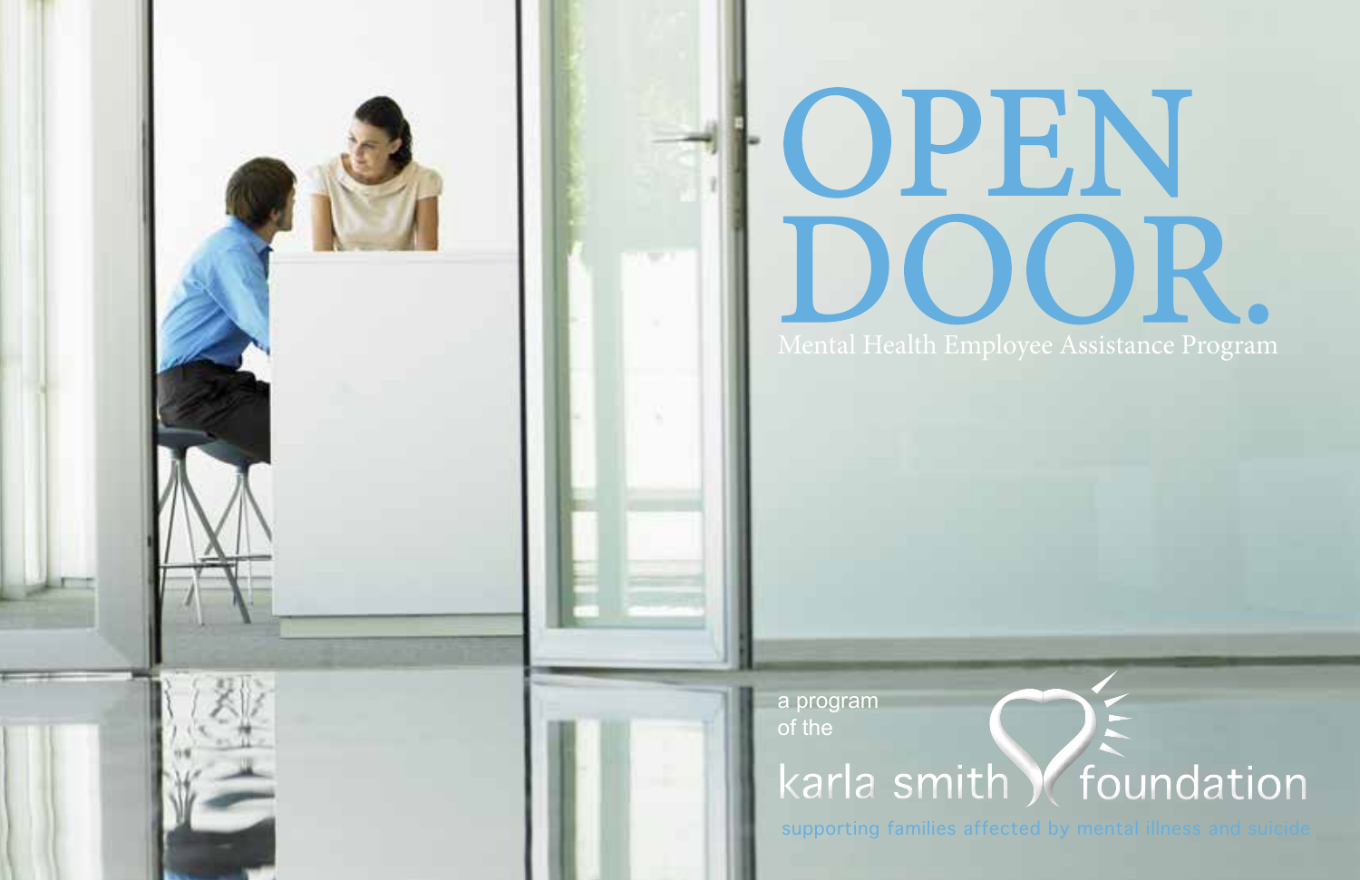# OPEN DOOR.

Mental Health Employee Assistance Program

a program of the

karla smith foundation

supporting families affected by mental illness and suicide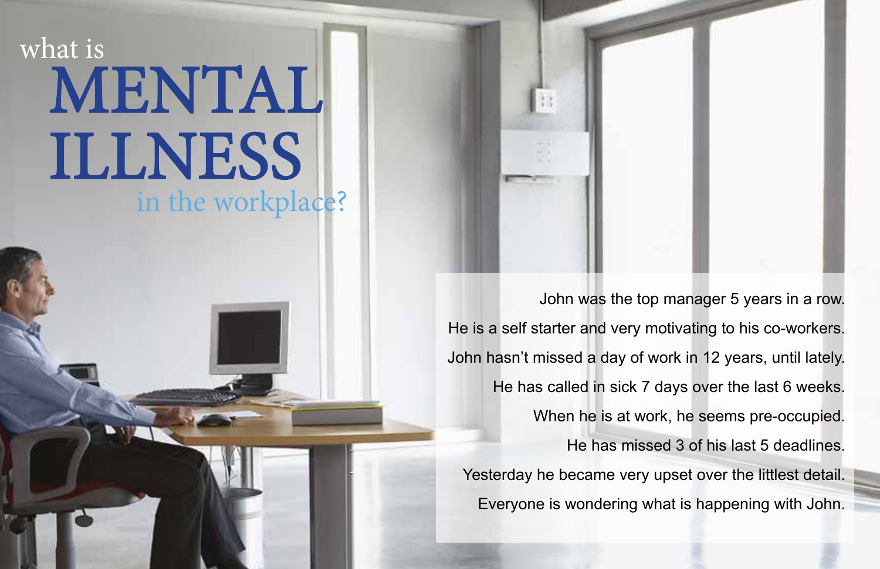# what is MENTAL ILLNESS in the workplace?

John was the top manager 5 years in a row.

He is a self starter and very motivating to his co-workers.

John hasn't missed a day of work in 12 years, until lately.

He has called in sick 7 days over the last 6 weeks.

When he is at work, he seems pre-occupied.

He has missed 3 of his last 5 deadlines.

Yesterday he became very upset over the littlest detail.

Everyone is wondering what is happening with John.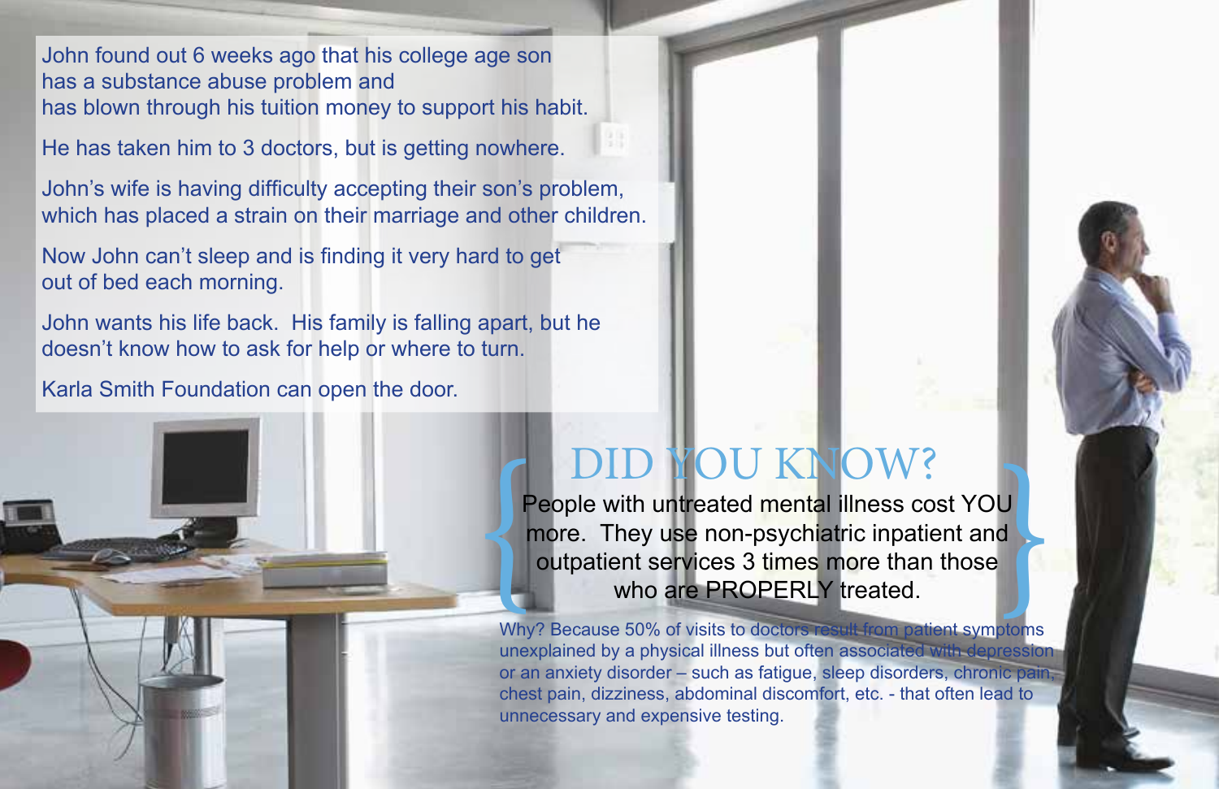John found out 6 weeks ago that his college age son has a substance abuse problem and has blown through his tuition money to support his habit.

He has taken him to 3 doctors, but is getting nowhere.

John's wife is having difficulty accepting their son's problem, which has placed a strain on their marriage and other children.

Now John can't sleep and is finding it very hard to get out of bed each morning.

John wants his life back. His family is falling apart, but he doesn't know how to ask for help or where to turn.

Karla Smith Foundation can open the door.

## DID YOU KNOW?

People with untreated mental illness cost YOU more. They use non-psychiatric inpatient and outpatient services 3 times more than those who are PROPERLY treated.

Why? Because 50% of visits to doctors result from patient symptoms unexplained by a physical illness but often associated with depression or an anxiety disorder – such as fatigue, sleep disorders, chronic pain, chest pain, dizziness, abdominal discomfort, etc. - that often lead to unnecessary and expensive testing.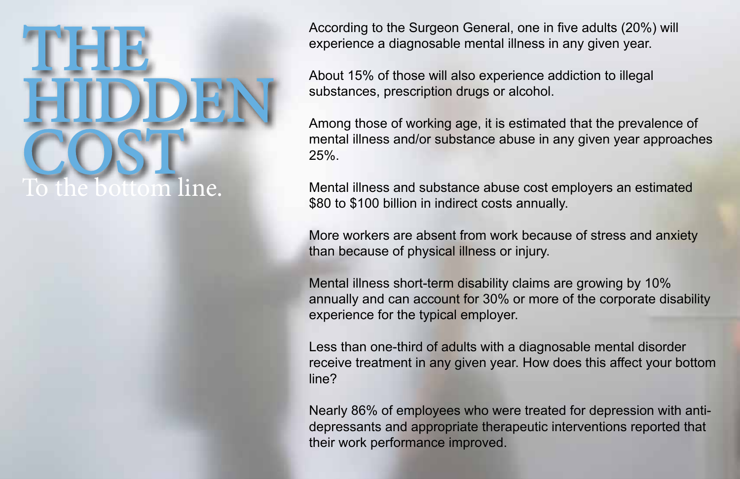# THE HIDDEN COST

To the bottom line.

According to the Surgeon General, one in five adults (20%) will experience a diagnosable mental illness in any given year.

About 15% of those will also experience addiction to illegal substances, prescription drugs or alcohol.

Among those of working age, it is estimated that the prevalence of mental illness and/or substance abuse in any given year approaches 25%.

Mental illness and substance abuse cost employers an estimated $80 to $100 billion in indirect costs annually.

More workers are absent from work because of stress and anxiety than because of physical illness or injury.

Mental illness short-term disability claims are growing by 10% annually and can account for 30% or more of the corporate disability experience for the typical employer.

Less than one-third of adults with a diagnosable mental disorder receive treatment in any given year. How does this affect your bottom line?

Nearly 86% of employees who were treated for depression with anti-depressants and appropriate therapeutic interventions reported that their work performance improved.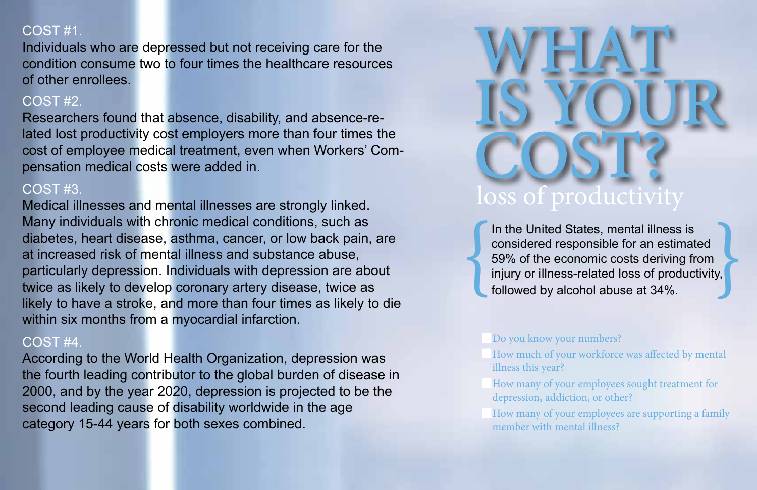# WHAT IS YOUR COST?

## loss of productivity

In the United States, mental illness is considered responsible for an estimated 59% of the economic costs deriving from injury or illness-related loss of productivity, followed by alcohol abuse at 34%.

- Do you know your numbers?
- How much of your workforce was affected by mental illness this year?
- How many of your employees sought treatment for depression, addiction, or other?
- How many of your employees are supporting a family member with mental illness?

### COST #1.

Individuals who are depressed but not receiving care for the condition consume two to four times the healthcare resources of other enrollees.

### COST #2.

Researchers found that absence, disability, and absence-related lost productivity cost employers more than four times the cost of employee medical treatment, even when Workers' Compensation medical costs were added in.

### COST #3.

Medical illnesses and mental illnesses are strongly linked. Many individuals with chronic medical conditions, such as diabetes, heart disease, asthma, cancer, or low back pain, are at increased risk of mental illness and substance abuse, particularly depression. Individuals with depression are about twice as likely to develop coronary artery disease, twice as likely to have a stroke, and more than four times as likely to die within six months from a myocardial infarction.

### COST #4.

According to the World Health Organization, depression was the fourth leading contributor to the global burden of disease in 2000, and by the year 2020, depression is projected to be the second leading cause of disability worldwide in the age category 15-44 years for both sexes combined.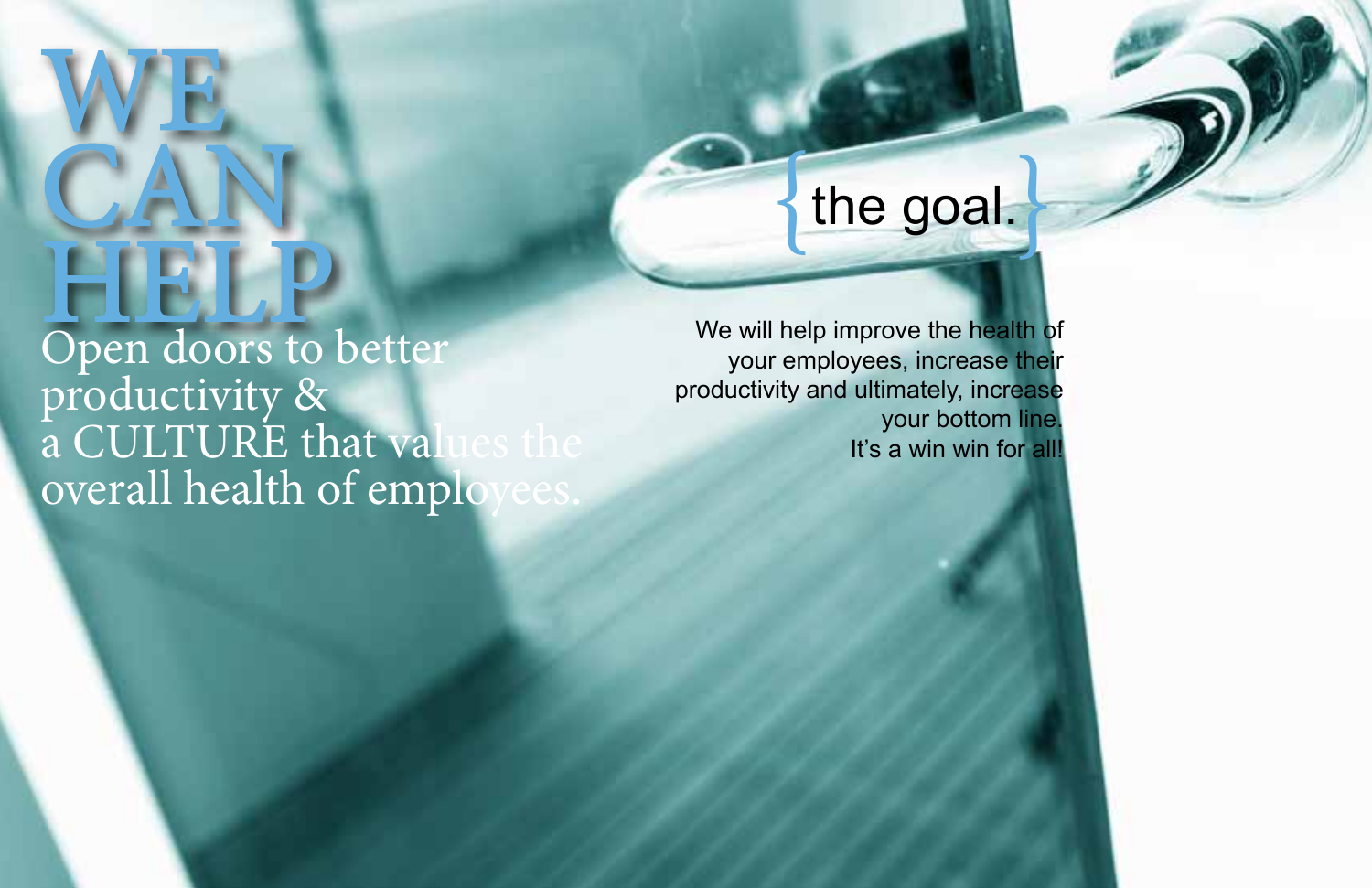# WE CAN HELP

Open doors to better productivity & a CULTURE that values the overall health of employees.

## {the goal.}

We will help improve the health of your employees, increase their productivity and ultimately, increase your bottom line. It's a win win for all!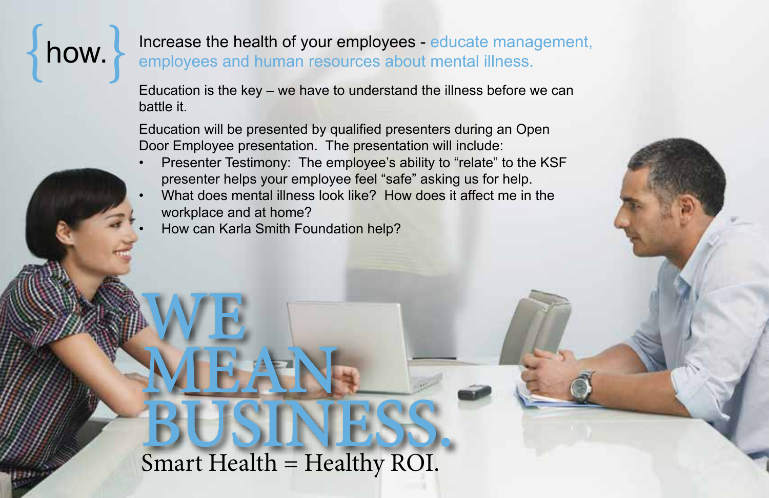# {how.}

## Increase the health of your employees - educate management, employees and human resources about mental illness.

Education is the key – we have to understand the illness before we can battle it.

Education will be presented by qualified presenters during an Open Door Employee presentation. The presentation will include:

- Presenter Testimony: The employee's ability to "relate" to the KSF presenter helps your employee feel "safe" asking us for help.
- What does mental illness look like? How does it affect me in the workplace and at home?
- How can Karla Smith Foundation help?

# WE MEAN BUSINESS.

Smart Health = Healthy ROI.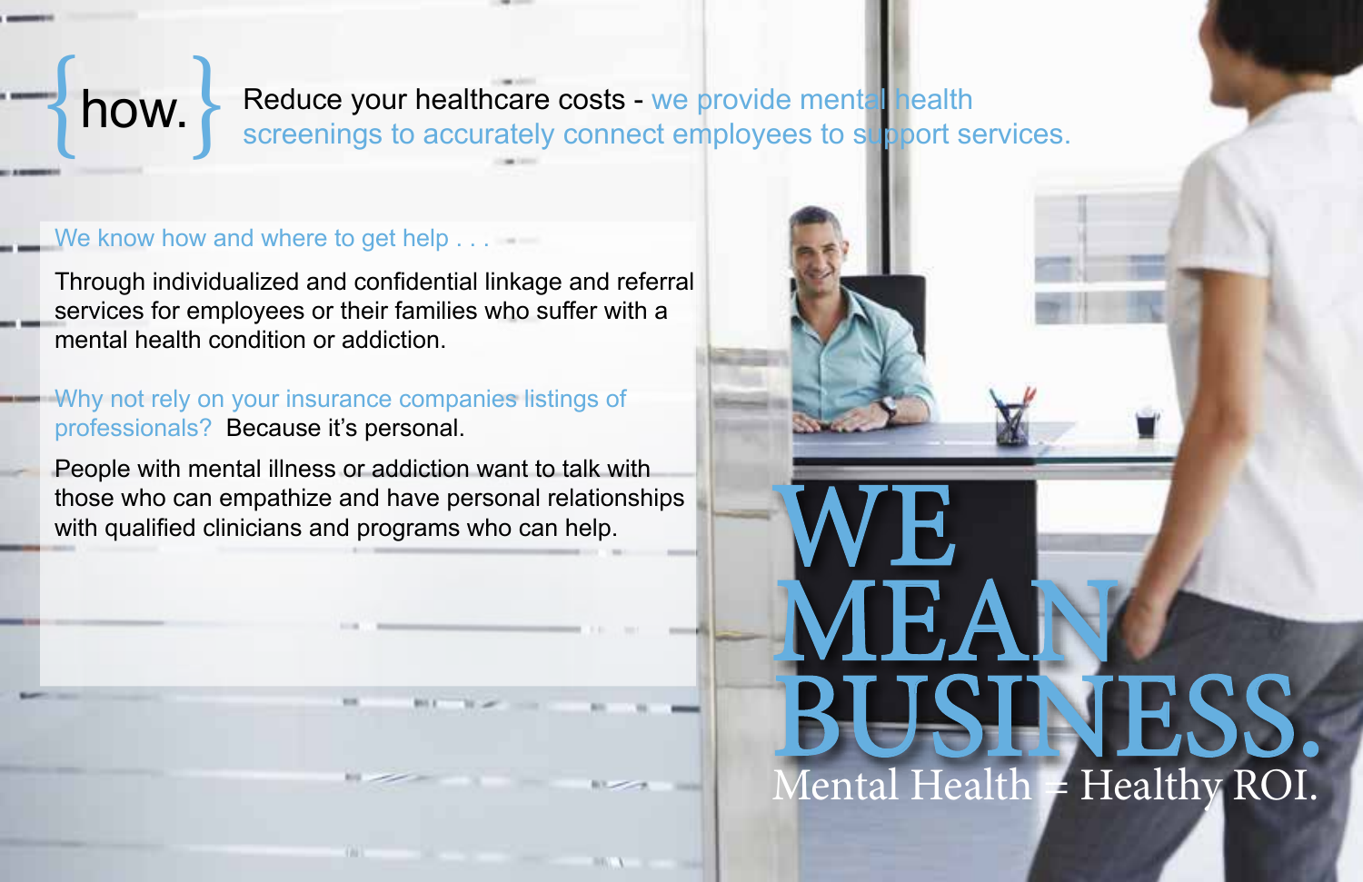## {how.} Reduce your healthcare costs - we provide mental health screenings to accurately connect employees to support services.

We know how and where to get help . . .

Through individualized and confidential linkage and referral services for employees or their families who suffer with a mental health condition or addiction.

Why not rely on your insurance companies listings of professionals? Because it's personal.

People with mental illness or addiction want to talk with those who can empathize and have personal relationships with qualified clinicians and programs who can help.

# WE MEAN BUSINESS.

Mental Health = Healthy ROI.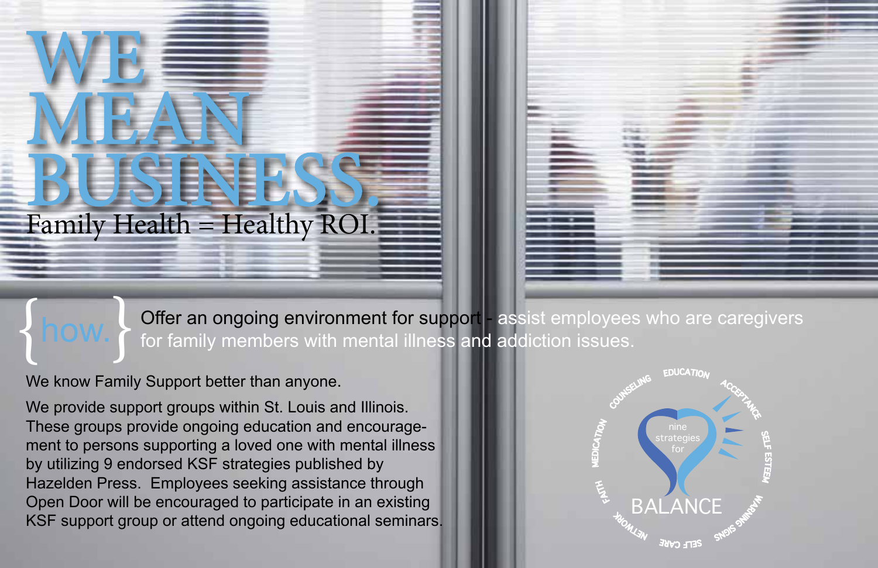# WE MEAN BUSINESS.

## Family Health = Healthy ROI.

{ how. } Offer an ongoing environment for support - assist employees who are caregivers for family members with mental illness and addiction issues.

We know Family Support better than anyone.

We provide support groups within St. Louis and Illinois. These groups provide ongoing education and encouragement to persons supporting a loved one with mental illness by utilizing 9 endorsed KSF strategies published by Hazelden Press. Employees seeking assistance through Open Door will be encouraged to participate in an existing KSF support group or attend ongoing educational seminars.

nine strategies for BALANCE

EDUCATION, ACCEPTANCE, SELF ESTEEM, WARNING SIGNS, SELF CARE, NETWORK, FAITH, MEDICATION, COUNSELING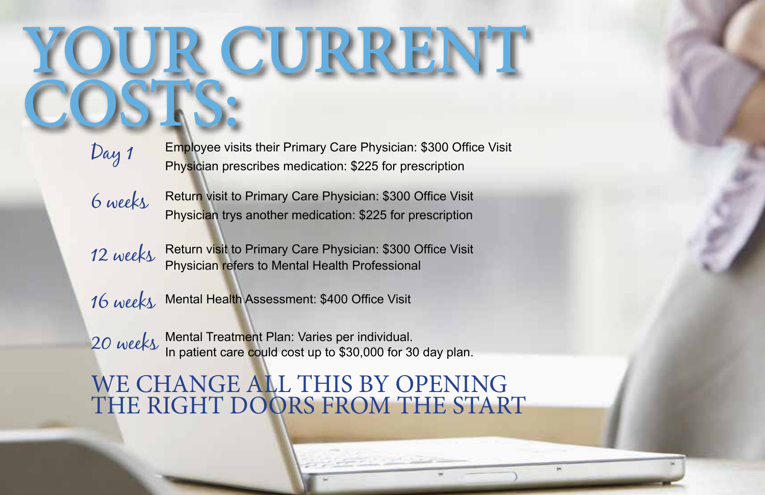# YOUR CURRENT COSTS:

*Day 1*
Employee visits their Primary Care Physician: $300 Office Visit
Physician prescribes medication: $225 for prescription

*6 weeks*
Return visit to Primary Care Physician: $300 Office Visit
Physician trys another medication: $225 for prescription

*12 weeks*
Return visit to Primary Care Physician: $300 Office Visit
Physician refers to Mental Health Professional

*16 weeks*
Mental Health Assessment: $400 Office Visit

*20 weeks*
Mental Treatment Plan: Varies per individual.
In patient care could cost up to $30,000 for 30 day plan.

## WE CHANGE ALL THIS BY OPENING THE RIGHT DOORS FROM THE START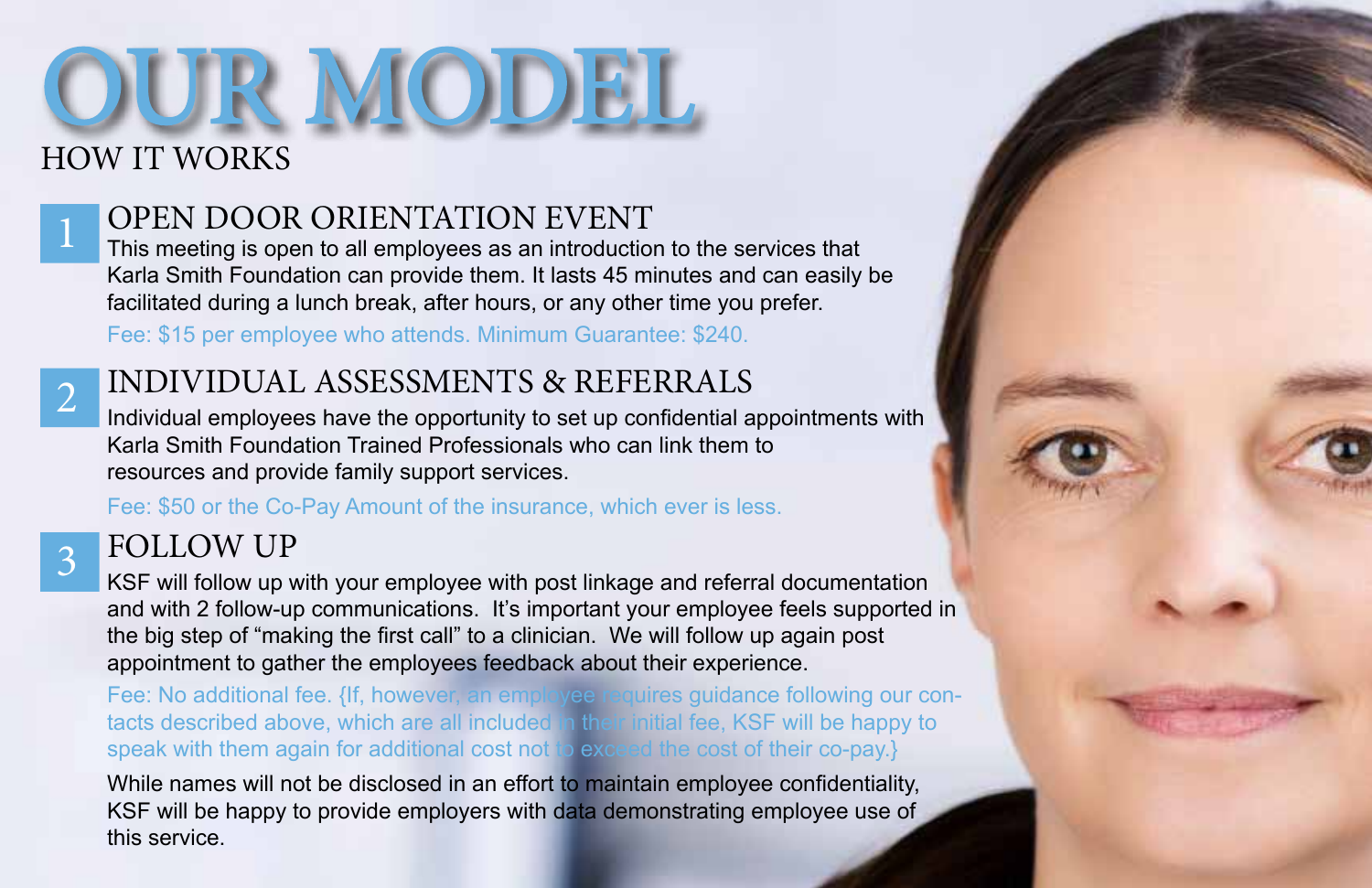# OUR MODEL

## HOW IT WORKS

### 1 OPEN DOOR ORIENTATION EVENT

This meeting is open to all employees as an introduction to the services that Karla Smith Foundation can provide them. It lasts 45 minutes and can easily be facilitated during a lunch break, after hours, or any other time you prefer.

Fee: $15 per employee who attends. Minimum Guarantee: $240.

### 2 INDIVIDUAL ASSESSMENTS & REFERRALS

Individual employees have the opportunity to set up confidential appointments with Karla Smith Foundation Trained Professionals who can link them to resources and provide family support services.

Fee: $50 or the Co-Pay Amount of the insurance, which ever is less.

### 3 FOLLOW UP

KSF will follow up with your employee with post linkage and referral documentation and with 2 follow-up communications. It's important your employee feels supported in the big step of "making the first call" to a clinician. We will follow up again post appointment to gather the employees feedback about their experience.

Fee: No additional fee. {If, however, an employee requires guidance following our contacts described above, which are all included in their initial fee, KSF will be happy to speak with them again for additional cost not to exceed the cost of their co-pay.}

While names will not be disclosed in an effort to maintain employee confidentiality, KSF will be happy to provide employers with data demonstrating employee use of this service.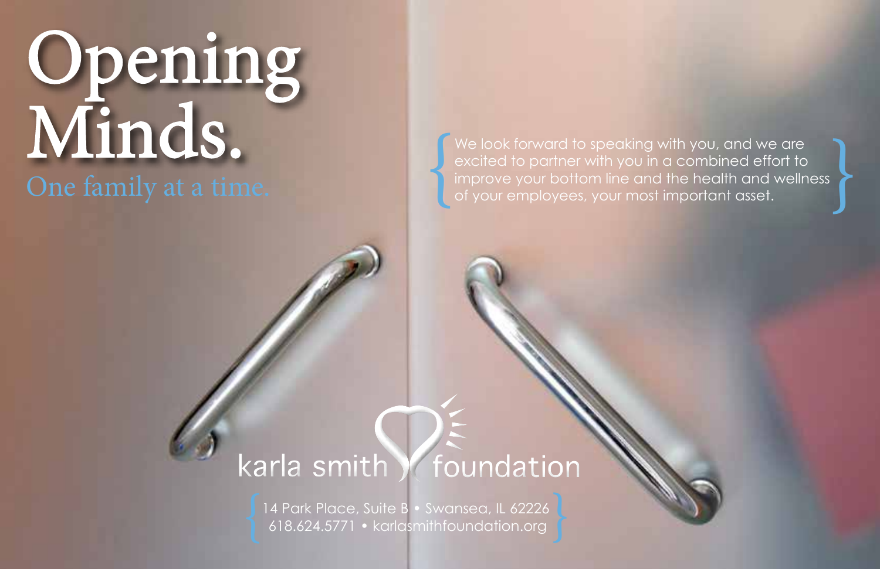# Opening Minds.

## One family at a time.

We look forward to speaking with you, and we are excited to partner with you in a combined effort to improve your bottom line and the health and wellness of your employees, your most important asset.

karla smith foundation

14 Park Place, Suite B • Swansea, IL 62226
618.624.5771 • karlasmithfoundation.org